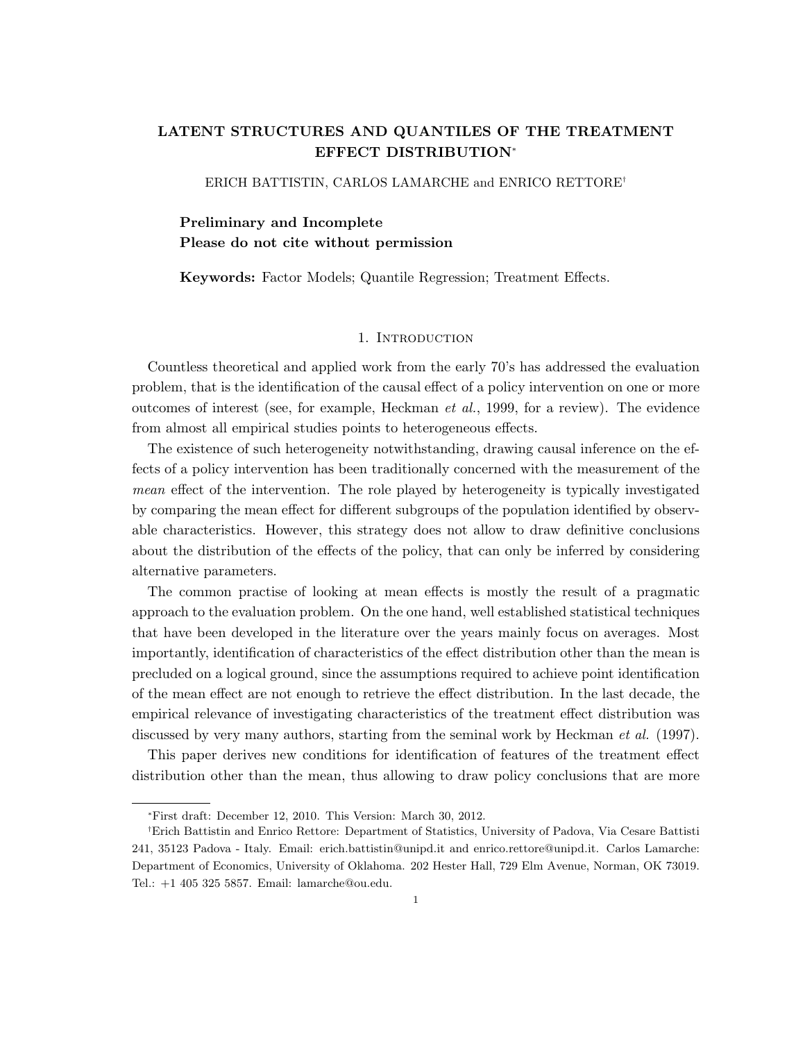# LATENT STRUCTURES AND QUANTILES OF THE TREATMENT EFFECT DISTRIBUTION*

ERICH BATTISTIN, CARLOS LAMARCHE and ENRICO RETTORE†

**Preliminary and Incomplete**
**Please do not cite without permission**

**Keywords:** Factor Models; Quantile Regression; Treatment Effects.

## 1. Introduction

Countless theoretical and applied work from the early 70's has addressed the evaluation problem, that is the identification of the causal effect of a policy intervention on one or more outcomes of interest (see, for example, Heckman *et al.*, 1999, for a review). The evidence from almost all empirical studies points to heterogeneous effects.

The existence of such heterogeneity notwithstanding, drawing causal inference on the effects of a policy intervention has been traditionally concerned with the measurement of the *mean* effect of the intervention. The role played by heterogeneity is typically investigated by comparing the mean effect for different subgroups of the population identified by observable characteristics. However, this strategy does not allow to draw definitive conclusions about the distribution of the effects of the policy, that can only be inferred by considering alternative parameters.

The common practise of looking at mean effects is mostly the result of a pragmatic approach to the evaluation problem. On the one hand, well established statistical techniques that have been developed in the literature over the years mainly focus on averages. Most importantly, identification of characteristics of the effect distribution other than the mean is precluded on a logical ground, since the assumptions required to achieve point identification of the mean effect are not enough to retrieve the effect distribution. In the last decade, the empirical relevance of investigating characteristics of the treatment effect distribution was discussed by very many authors, starting from the seminal work by Heckman *et al.* (1997).

This paper derives new conditions for identification of features of the treatment effect distribution other than the mean, thus allowing to draw policy conclusions that are more

---

*First draft: December 12, 2010. This Version: March 30, 2012.

†Erich Battistin and Enrico Rettore: Department of Statistics, University of Padova, Via Cesare Battisti 241, 35123 Padova - Italy. Email: erich.battistin@unipd.it and enrico.rettore@unipd.it. Carlos Lamarche: Department of Economics, University of Oklahoma. 202 Hester Hall, 729 Elm Avenue, Norman, OK 73019. Tel.: +1 405 325 5857. Email: lamarche@ou.edu.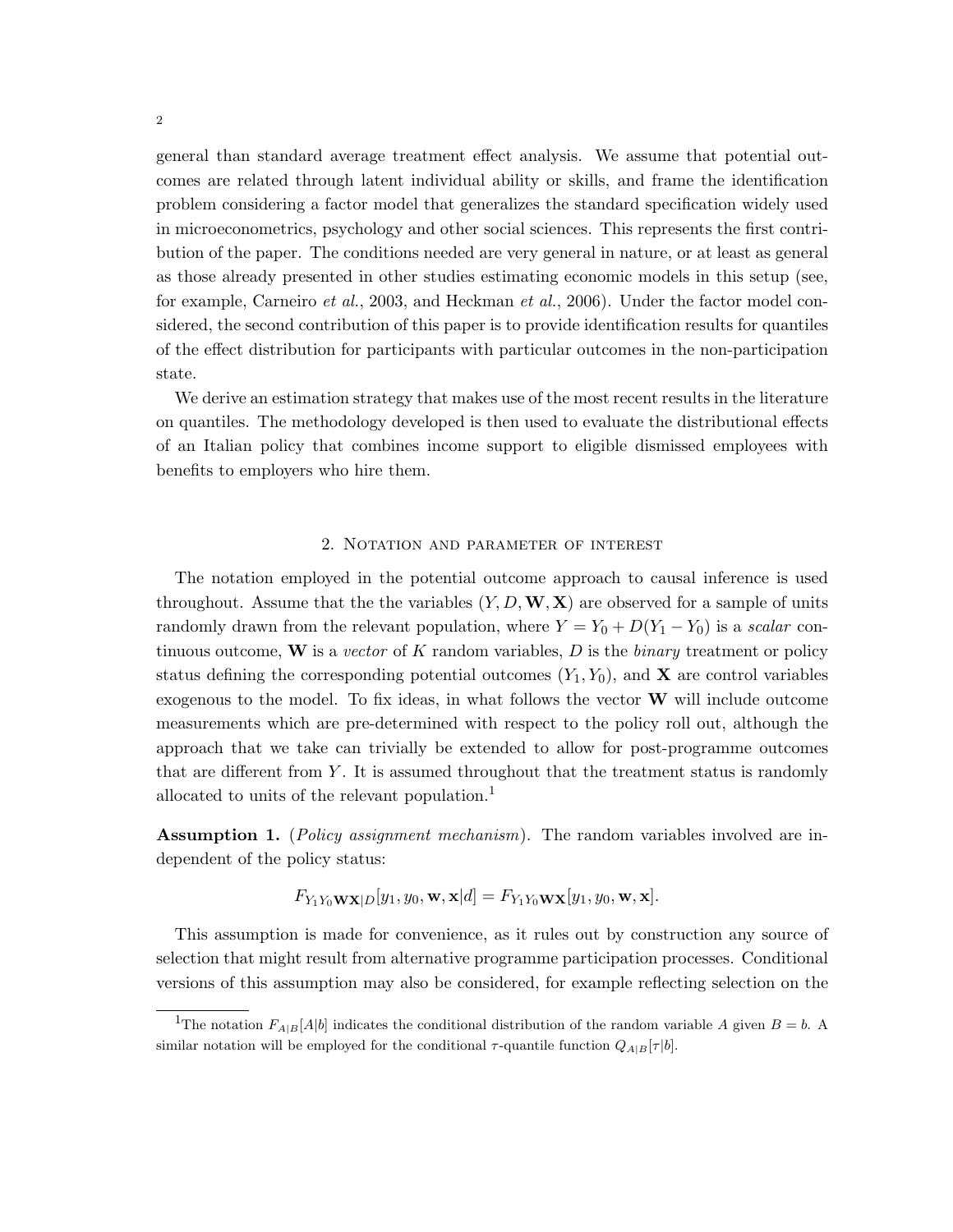general than standard average treatment effect analysis. We assume that potential outcomes are related through latent individual ability or skills, and frame the identification problem considering a factor model that generalizes the standard specification widely used in microeconometrics, psychology and other social sciences. This represents the first contribution of the paper. The conditions needed are very general in nature, or at least as general as those already presented in other studies estimating economic models in this setup (see, for example, Carneiro *et al.*, 2003, and Heckman *et al.*, 2006). Under the factor model considered, the second contribution of this paper is to provide identification results for quantiles of the effect distribution for participants with particular outcomes in the non-participation state.

We derive an estimation strategy that makes use of the most recent results in the literature on quantiles. The methodology developed is then used to evaluate the distributional effects of an Italian policy that combines income support to eligible dismissed employees with benefits to employers who hire them.

## 2. Notation and parameter of interest

The notation employed in the potential outcome approach to causal inference is used throughout. Assume that the the variables $(Y, D, \mathbf{W}, \mathbf{X})$ are observed for a sample of units randomly drawn from the relevant population, where $Y = Y_0 + D(Y_1 - Y_0)$ is a *scalar* continuous outcome, $\mathbf{W}$ is a *vector* of $K$ random variables, $D$ is the *binary* treatment or policy status defining the corresponding potential outcomes $(Y_1, Y_0)$, and $\mathbf{X}$ are control variables exogenous to the model. To fix ideas, in what follows the vector $\mathbf{W}$ will include outcome measurements which are pre-determined with respect to the policy roll out, although the approach that we take can trivially be extended to allow for post-programme outcomes that are different from $Y$. It is assumed throughout that the treatment status is randomly allocated to units of the relevant population.[1]

**Assumption 1.** (*Policy assignment mechanism*). The random variables involved are independent of the policy status:

$$F_{Y_1 Y_0 \mathbf{W}\mathbf{X}|D}[y_1, y_0, \mathbf{w}, \mathbf{x}|d] = F_{Y_1 Y_0 \mathbf{W}\mathbf{X}}[y_1, y_0, \mathbf{w}, \mathbf{x}].$$

This assumption is made for convenience, as it rules out by construction any source of selection that might result from alternative programme participation processes. Conditional versions of this assumption may also be considered, for example reflecting selection on the

[1] The notation $F_{A|B}[A|b]$ indicates the conditional distribution of the random variable $A$ given $B = b$. A similar notation will be employed for the conditional $\tau$-quantile function $Q_{A|B}[\tau|b]$.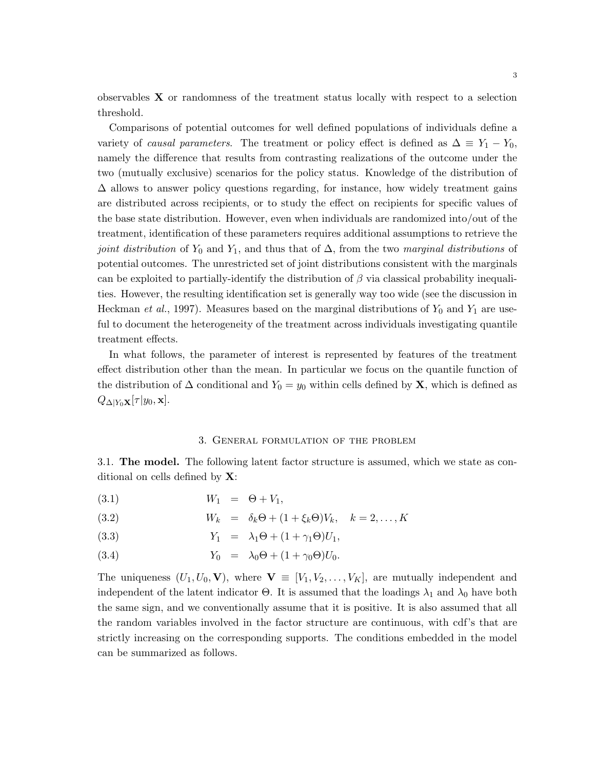observables $\mathbf{X}$ or randomness of the treatment status locally with respect to a selection threshold.

Comparisons of potential outcomes for well defined populations of individuals define a variety of *causal parameters*. The treatment or policy effect is defined as $\Delta \equiv Y_1 - Y_0$, namely the difference that results from contrasting realizations of the outcome under the two (mutually exclusive) scenarios for the policy status. Knowledge of the distribution of $\Delta$ allows to answer policy questions regarding, for instance, how widely treatment gains are distributed across recipients, or to study the effect on recipients for specific values of the base state distribution. However, even when individuals are randomized into/out of the treatment, identification of these parameters requires additional assumptions to retrieve the *joint distribution* of $Y_0$ and $Y_1$, and thus that of $\Delta$, from the two *marginal distributions* of potential outcomes. The unrestricted set of joint distributions consistent with the marginals can be exploited to partially-identify the distribution of $\beta$ via classical probability inequalities. However, the resulting identification set is generally way too wide (see the discussion in Heckman *et al.*, 1997). Measures based on the marginal distributions of $Y_0$ and $Y_1$ are useful to document the heterogeneity of the treatment across individuals investigating quantile treatment effects.

In what follows, the parameter of interest is represented by features of the treatment effect distribution other than the mean. In particular we focus on the quantile function of the distribution of $\Delta$ conditional and $Y_0 = y_0$ within cells defined by $\mathbf{X}$, which is defined as $Q_{\Delta|Y_0\mathbf{X}}[\tau|y_0, \mathbf{x}]$.

## 3. General formulation of the problem

3.1. **The model.** The following latent factor structure is assumed, which we state as conditional on cells defined by $\mathbf{X}$:

$$W_1 = \Theta + V_1, \tag{3.1}$$

$$W_k = \delta_k \Theta + (1 + \xi_k \Theta) V_k, \quad k = 2, \ldots, K \tag{3.2}$$

$$Y_1 = \lambda_1 \Theta + (1 + \gamma_1 \Theta) U_1, \tag{3.3}$$

$$Y_0 = \lambda_0 \Theta + (1 + \gamma_0 \Theta) U_0. \tag{3.4}$$

The uniqueness $(U_1, U_0, \mathbf{V})$, where $\mathbf{V} \equiv [V_1, V_2, \ldots, V_K]$, are mutually independent and independent of the latent indicator $\Theta$. It is assumed that the loadings $\lambda_1$ and $\lambda_0$ have both the same sign, and we conventionally assume that it is positive. It is also assumed that all the random variables involved in the factor structure are continuous, with cdf's that are strictly increasing on the corresponding supports. The conditions embedded in the model can be summarized as follows.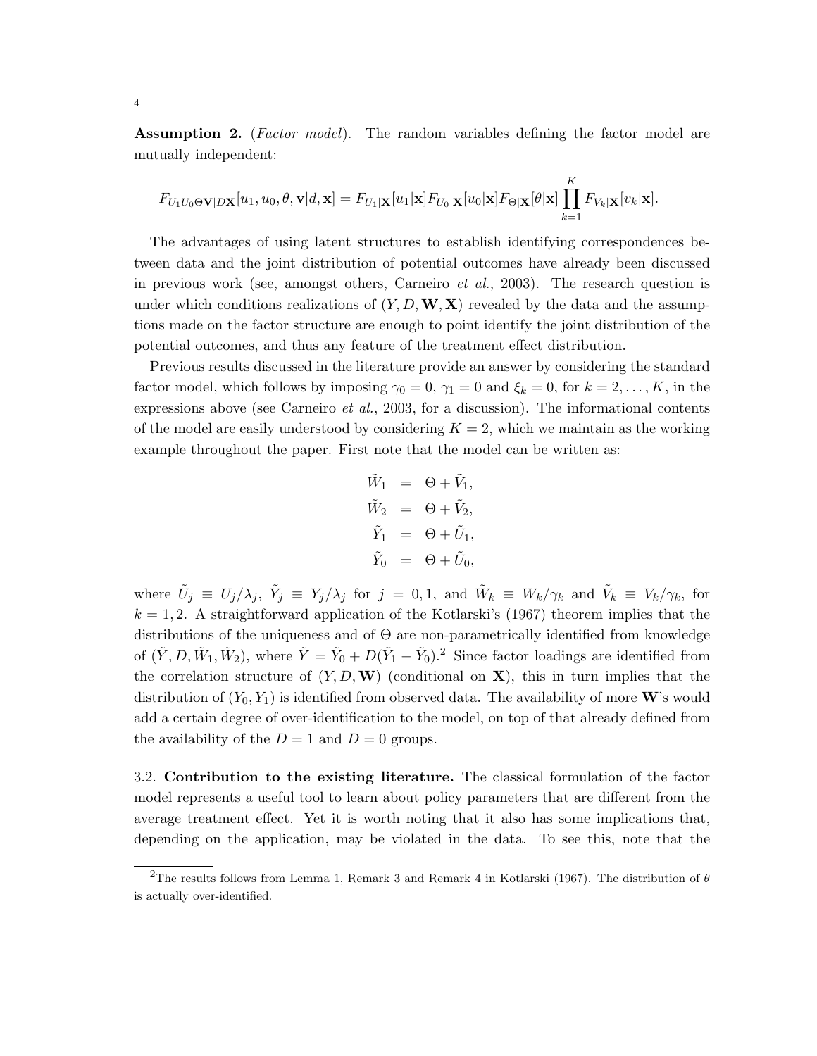**Assumption 2.** (*Factor model*). The random variables defining the factor model are mutually independent:

$$F_{U_1 U_0 \Theta \mathbf{V}|D\mathbf{X}}[u_1, u_0, \theta, \mathbf{v}|d, \mathbf{x}] = F_{U_1|\mathbf{X}}[u_1|\mathbf{x}] F_{U_0|\mathbf{X}}[u_0|\mathbf{x}] F_{\Theta|\mathbf{X}}[\theta|\mathbf{x}] \prod_{k=1}^{K} F_{V_k|\mathbf{X}}[v_k|\mathbf{x}].$$

The advantages of using latent structures to establish identifying correspondences between data and the joint distribution of potential outcomes have already been discussed in previous work (see, amongst others, Carneiro *et al.*, 2003). The research question is under which conditions realizations of $(Y, D, \mathbf{W}, \mathbf{X})$ revealed by the data and the assumptions made on the factor structure are enough to point identify the joint distribution of the potential outcomes, and thus any feature of the treatment effect distribution.

Previous results discussed in the literature provide an answer by considering the standard factor model, which follows by imposing $\gamma_0 = 0$, $\gamma_1 = 0$ and $\xi_k = 0$, for $k = 2, \ldots, K$, in the expressions above (see Carneiro *et al.*, 2003, for a discussion). The informational contents of the model are easily understood by considering $K = 2$, which we maintain as the working example throughout the paper. First note that the model can be written as:

$$\begin{aligned}
\tilde{W}_1 &= \Theta + \tilde{V}_1, \\
\tilde{W}_2 &= \Theta + \tilde{V}_2, \\
\tilde{Y}_1 &= \Theta + \tilde{U}_1, \\
\tilde{Y}_0 &= \Theta + \tilde{U}_0,
\end{aligned}$$

where $\tilde{U}_j \equiv U_j/\lambda_j$, $\tilde{Y}_j \equiv Y_j/\lambda_j$ for $j = 0, 1$, and $\tilde{W}_k \equiv W_k/\gamma_k$ and $\tilde{V}_k \equiv V_k/\gamma_k$, for $k = 1, 2$. A straightforward application of the Kotlarski's (1967) theorem implies that the distributions of the uniqueness and of $\Theta$ are non-parametrically identified from knowledge of $(\tilde{Y}, D, \tilde{W}_1, \tilde{W}_2)$, where $\tilde{Y} = \tilde{Y}_0 + D(\tilde{Y}_1 - \tilde{Y}_0)$.[2] Since factor loadings are identified from the correlation structure of $(Y, D, \mathbf{W})$ (conditional on $\mathbf{X}$), this in turn implies that the distribution of $(Y_0, Y_1)$ is identified from observed data. The availability of more $\mathbf{W}$'s would add a certain degree of over-identification to the model, on top of that already defined from the availability of the $D = 1$ and $D = 0$ groups.

3.2. **Contribution to the existing literature.** The classical formulation of the factor model represents a useful tool to learn about policy parameters that are different from the average treatment effect. Yet it is worth noting that it also has some implications that, depending on the application, may be violated in the data. To see this, note that the

[2] The results follows from Lemma 1, Remark 3 and Remark 4 in Kotlarski (1967). The distribution of $\theta$ is actually over-identified.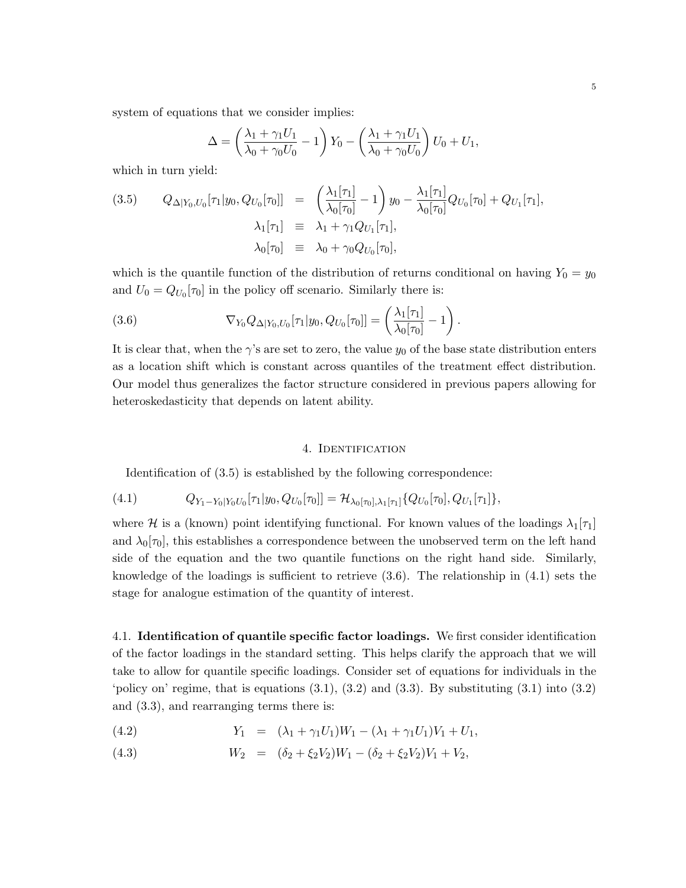system of equations that we consider implies:

$$\Delta = \left( \frac{\lambda_1 + \gamma_1 U_1}{\lambda_0 + \gamma_0 U_0} - 1 \right) Y_0 - \left( \frac{\lambda_1 + \gamma_1 U_1}{\lambda_0 + \gamma_0 U_0} \right) U_0 + U_1,$$

which in turn yield:

$$
\begin{aligned}
(3.5) \qquad Q_{\Delta|Y_0,U_0}[\tau_1|y_0, Q_{U_0}[\tau_0]] &= \left( \frac{\lambda_1[\tau_1]}{\lambda_0[\tau_0]} - 1 \right) y_0 - \frac{\lambda_1[\tau_1]}{\lambda_0[\tau_0]} Q_{U_0}[\tau_0] + Q_{U_1}[\tau_1], \\
\lambda_1[\tau_1] &\equiv \lambda_1 + \gamma_1 Q_{U_1}[\tau_1], \\
\lambda_0[\tau_0] &\equiv \lambda_0 + \gamma_0 Q_{U_0}[\tau_0],
\end{aligned}
$$

which is the quantile function of the distribution of returns conditional on having $Y_0 = y_0$ and $U_0 = Q_{U_0}[\tau_0]$ in the policy off scenario. Similarly there is:

$$(3.6) \qquad \nabla_{Y_0} Q_{\Delta|Y_0,U_0}[\tau_1|y_0, Q_{U_0}[\tau_0]] = \left( \frac{\lambda_1[\tau_1]}{\lambda_0[\tau_0]} - 1 \right).$$

It is clear that, when the $\gamma$'s are set to zero, the value $y_0$ of the base state distribution enters as a location shift which is constant across quantiles of the treatment effect distribution. Our model thus generalizes the factor structure considered in previous papers allowing for heteroskedasticity that depends on latent ability.

## 4. Identification

Identification of (3.5) is established by the following correspondence:

$$(4.1) \qquad Q_{Y_1 - Y_0|Y_0U_0}[\tau_1|y_0, Q_{U_0}[\tau_0]] = \mathcal{H}_{\lambda_0[\tau_0],\lambda_1[\tau_1]}\{Q_{U_0}[\tau_0], Q_{U_1}[\tau_1]\},$$

where $\mathcal{H}$ is a (known) point identifying functional. For known values of the loadings $\lambda_1[\tau_1]$ and $\lambda_0[\tau_0]$, this establishes a correspondence between the unobserved term on the left hand side of the equation and the two quantile functions on the right hand side. Similarly, knowledge of the loadings is sufficient to retrieve (3.6). The relationship in (4.1) sets the stage for analogue estimation of the quantity of interest.

4.1. **Identification of quantile specific factor loadings.** We first consider identification of the factor loadings in the standard setting. This helps clarify the approach that we will take to allow for quantile specific loadings. Consider set of equations for individuals in the 'policy on' regime, that is equations (3.1), (3.2) and (3.3). By substituting (3.1) into (3.2) and (3.3), and rearranging terms there is:

$$
\begin{aligned}
(4.2) \qquad Y_1 &= (\lambda_1 + \gamma_1 U_1)W_1 - (\lambda_1 + \gamma_1 U_1)V_1 + U_1, \\
(4.3) \qquad W_2 &= (\delta_2 + \xi_2 V_2)W_1 - (\delta_2 + \xi_2 V_2)V_1 + V_2,
\end{aligned}
$$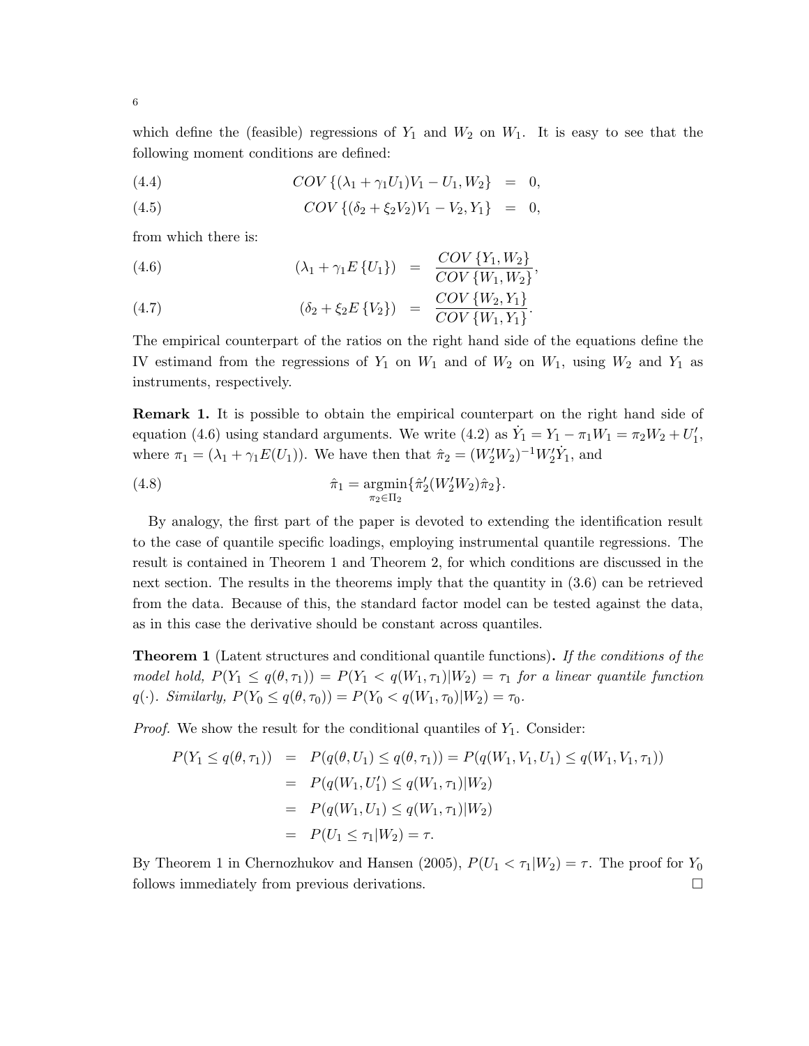which define the (feasible) regressions of $Y_1$ and $W_2$ on $W_1$. It is easy to see that the following moment conditions are defined:

$$
\begin{aligned}
&(4.4) \qquad COV\{(\lambda_1 + \gamma_1 U_1)V_1 - U_1, W_2\} = 0, \\
&(4.5) \qquad COV\{(\delta_2 + \xi_2 V_2)V_1 - V_2, Y_1\} = 0,
\end{aligned}
$$

from which there is:

$$
\begin{aligned}
&(4.6) \qquad (\lambda_1 + \gamma_1 E\{U_1\}) = \frac{COV\{Y_1, W_2\}}{COV\{W_1, W_2\}}, \\
&(4.7) \qquad (\delta_2 + \xi_2 E\{V_2\}) = \frac{COV\{W_2, Y_1\}}{COV\{W_1, Y_1\}}.
\end{aligned}
$$

The empirical counterpart of the ratios on the right hand side of the equations define the IV estimand from the regressions of $Y_1$ on $W_1$ and of $W_2$ on $W_1$, using $W_2$ and $Y_1$ as instruments, respectively.

**Remark 1.** It is possible to obtain the empirical counterpart on the right hand side of equation (4.6) using standard arguments. We write (4.2) as $\dot{Y}_1 = Y_1 - \pi_1 W_1 = \pi_2 W_2 + U_1'$, where $\pi_1 = (\lambda_1 + \gamma_1 E(U_1))$. We have then that $\hat{\pi}_2 = (W_2' W_2)^{-1} W_2' \dot{Y}_1$, and

$$
(4.8) \qquad \hat{\pi}_1 = \underset{\pi_2 \in \Pi_2}{\operatorname{argmin}} \{\hat{\pi}_2'(W_2' W_2)\hat{\pi}_2\}.
$$

By analogy, the first part of the paper is devoted to extending the identification result to the case of quantile specific loadings, employing instrumental quantile regressions. The result is contained in Theorem 1 and Theorem 2, for which conditions are discussed in the next section. The results in the theorems imply that the quantity in (3.6) can be retrieved from the data. Because of this, the standard factor model can be tested against the data, as in this case the derivative should be constant across quantiles.

**Theorem 1** (Latent structures and conditional quantile functions)**.** *If the conditions of the model hold, $P(Y_1 \leq q(\theta, \tau_1)) = P(Y_1 < q(W_1, \tau_1)|W_2) = \tau_1$ for a linear quantile function $q(\cdot)$. Similarly, $P(Y_0 \leq q(\theta, \tau_0)) = P(Y_0 < q(W_1, \tau_0)|W_2) = \tau_0$.*

*Proof.* We show the result for the conditional quantiles of $Y_1$. Consider:

$$
\begin{aligned}
P(Y_1 \leq q(\theta, \tau_1)) &= P(q(\theta, U_1) \leq q(\theta, \tau_1)) = P(q(W_1, V_1, U_1) \leq q(W_1, V_1, \tau_1)) \\
&= P(q(W_1, U_1') \leq q(W_1, \tau_1)|W_2) \\
&= P(q(W_1, U_1) \leq q(W_1, \tau_1)|W_2) \\
&= P(U_1 \leq \tau_1 | W_2) = \tau.
\end{aligned}
$$

By Theorem 1 in Chernozhukov and Hansen (2005), $P(U_1 < \tau_1 | W_2) = \tau$. The proof for $Y_0$ follows immediately from previous derivations. □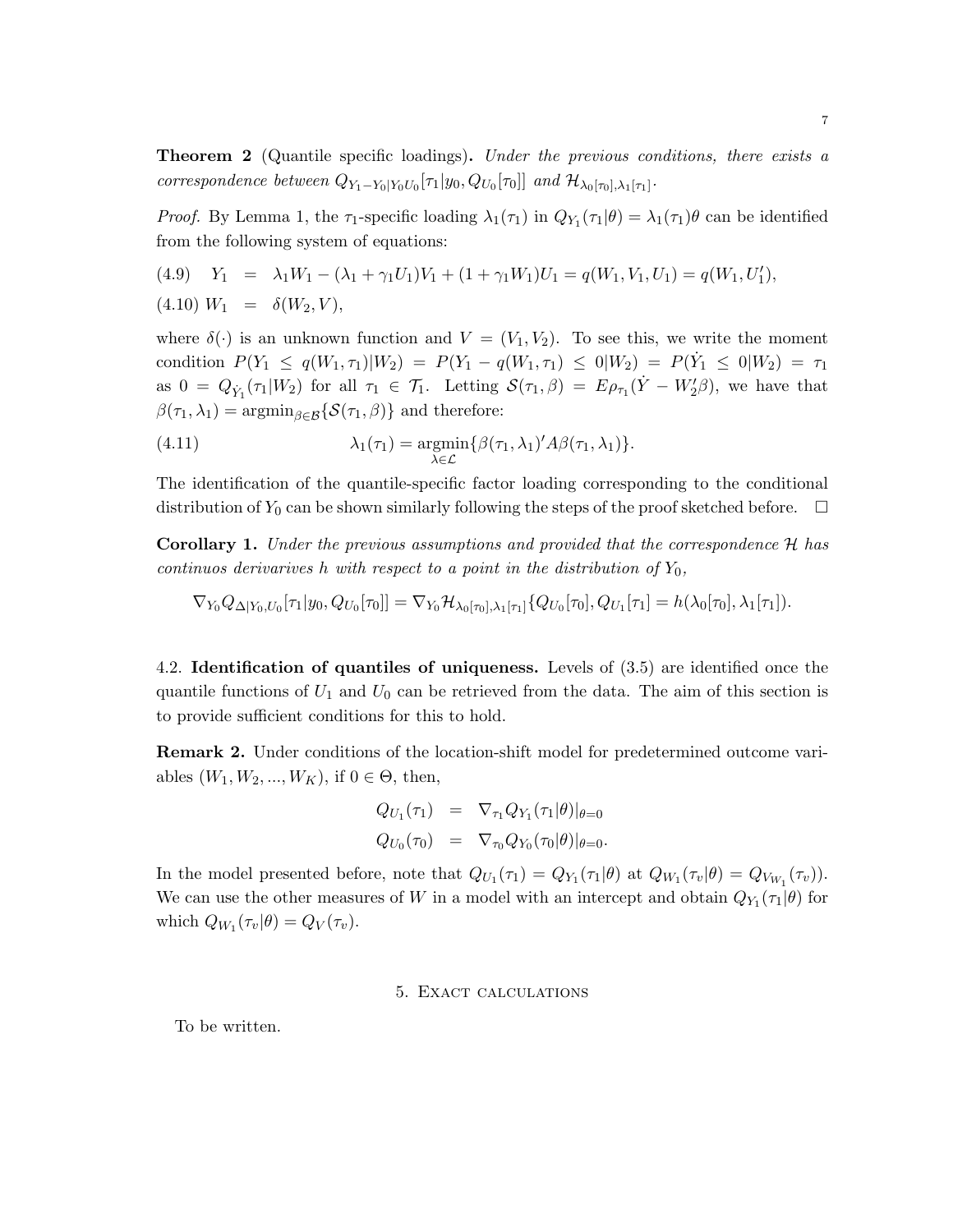**Theorem 2** (Quantile specific loadings)**.** *Under the previous conditions, there exists a correspondence between $Q_{Y_1-Y_0|Y_0U_0}[\tau_1|y_0, Q_{U_0}[\tau_0]]$ and $\mathcal{H}_{\lambda_0[\tau_0],\lambda_1[\tau_1]}$.*

*Proof.* By Lemma 1, the $\tau_1$-specific loading $\lambda_1(\tau_1)$ in $Q_{Y_1}(\tau_1|\theta) = \lambda_1(\tau_1)\theta$ can be identified from the following system of equations:

$$
\begin{aligned}
(4.9)\quad Y_1 &= \lambda_1 W_1 - (\lambda_1 + \gamma_1 U_1)V_1 + (1 + \gamma_1 W_1)U_1 = q(W_1, V_1, U_1) = q(W_1, U_1'), \\
(4.10)\; W_1 &= \delta(W_2, V),
\end{aligned}
$$

where $\delta(\cdot)$ is an unknown function and $V = (V_1, V_2)$. To see this, we write the moment condition $P(Y_1 \leq q(W_1, \tau_1)|W_2) = P(Y_1 - q(W_1, \tau_1) \leq 0|W_2) = P(\dot{Y}_1 \leq 0|W_2) = \tau_1$ as $0 = Q_{\dot{Y}_1}(\tau_1|W_2)$ for all $\tau_1 \in \mathcal{T}_1$. Letting $\mathcal{S}(\tau_1, \beta) = E\rho_{\tau_1}(\dot{Y} - W_2'\beta)$, we have that $\beta(\tau_1, \lambda_1) = \text{argmin}_{\beta \in \mathcal{B}}\{\mathcal{S}(\tau_1, \beta)\}$ and therefore:

$$
(4.11) \qquad \lambda_1(\tau_1) = \underset{\lambda \in \mathcal{L}}{\text{argmin}}\{\beta(\tau_1, \lambda_1)' A \beta(\tau_1, \lambda_1)\}.
$$

The identification of the quantile-specific factor loading corresponding to the conditional distribution of $Y_0$ can be shown similarly following the steps of the proof sketched before. $\square$

**Corollary 1.** *Under the previous assumptions and provided that the correspondence $\mathcal{H}$ has continuos derivarives $h$ with respect to a point in the distribution of $Y_0$,*

$$
\nabla_{Y_0} Q_{\Delta|Y_0,U_0}[\tau_1|y_0, Q_{U_0}[\tau_0]] = \nabla_{Y_0}\mathcal{H}_{\lambda_0[\tau_0],\lambda_1[\tau_1]}\{Q_{U_0}[\tau_0], Q_{U_1}[\tau_1] = h(\lambda_0[\tau_0], \lambda_1[\tau_1]).
$$

4.2. **Identification of quantiles of uniqueness.** Levels of (3.5) are identified once the quantile functions of $U_1$ and $U_0$ can be retrieved from the data. The aim of this section is to provide sufficient conditions for this to hold.

**Remark 2.** Under conditions of the location-shift model for predetermined outcome variables $(W_1, W_2, ..., W_K)$, if $0 \in \Theta$, then,

$$
\begin{aligned}
Q_{U_1}(\tau_1) &= \nabla_{\tau_1} Q_{Y_1}(\tau_1|\theta)|_{\theta=0} \\
Q_{U_0}(\tau_0) &= \nabla_{\tau_0} Q_{Y_0}(\tau_0|\theta)|_{\theta=0}.
\end{aligned}
$$

In the model presented before, note that $Q_{U_1}(\tau_1) = Q_{Y_1}(\tau_1|\theta)$ at $Q_{W_1}(\tau_v|\theta) = Q_{V_{W_1}}(\tau_v)$). We can use the other measures of $W$ in a model with an intercept and obtain $Q_{Y_1}(\tau_1|\theta)$ for which $Q_{W_1}(\tau_v|\theta) = Q_V(\tau_v)$.

## 5. Exact calculations

To be written.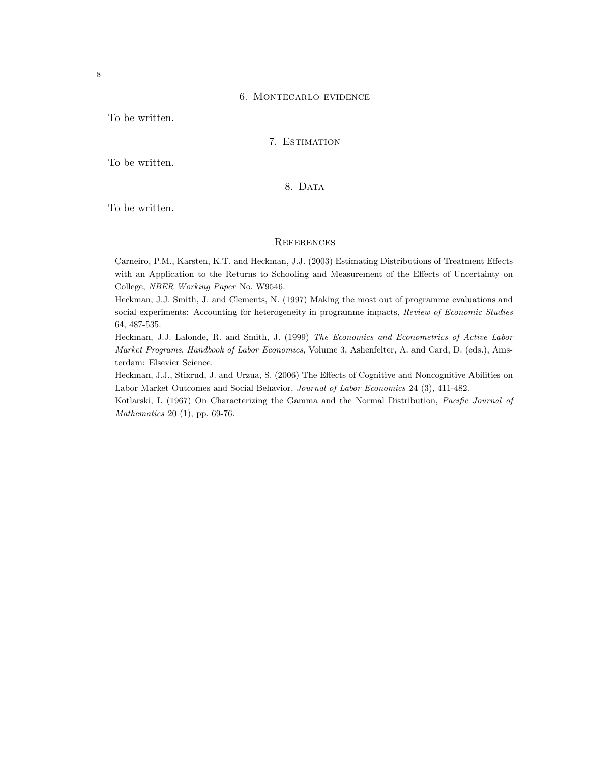## 6. Montecarlo evidence

To be written.

## 7. Estimation

To be written.

## 8. Data

To be written.

## References

Carneiro, P.M., Karsten, K.T. and Heckman, J.J. (2003) Estimating Distributions of Treatment Effects with an Application to the Returns to Schooling and Measurement of the Effects of Uncertainty on College, *NBER Working Paper* No. W9546.

Heckman, J.J. Smith, J. and Clements, N. (1997) Making the most out of programme evaluations and social experiments: Accounting for heterogeneity in programme impacts, *Review of Economic Studies* 64, 487-535.

Heckman, J.J. Lalonde, R. and Smith, J. (1999) *The Economics and Econometrics of Active Labor Market Programs*, *Handbook of Labor Economics*, Volume 3, Ashenfelter, A. and Card, D. (eds.), Amsterdam: Elsevier Science.

Heckman, J.J., Stixrud, J. and Urzua, S. (2006) The Effects of Cognitive and Noncognitive Abilities on Labor Market Outcomes and Social Behavior, *Journal of Labor Economics* 24 (3), 411-482.

Kotlarski, I. (1967) On Characterizing the Gamma and the Normal Distribution, *Pacific Journal of Mathematics* 20 (1), pp. 69-76.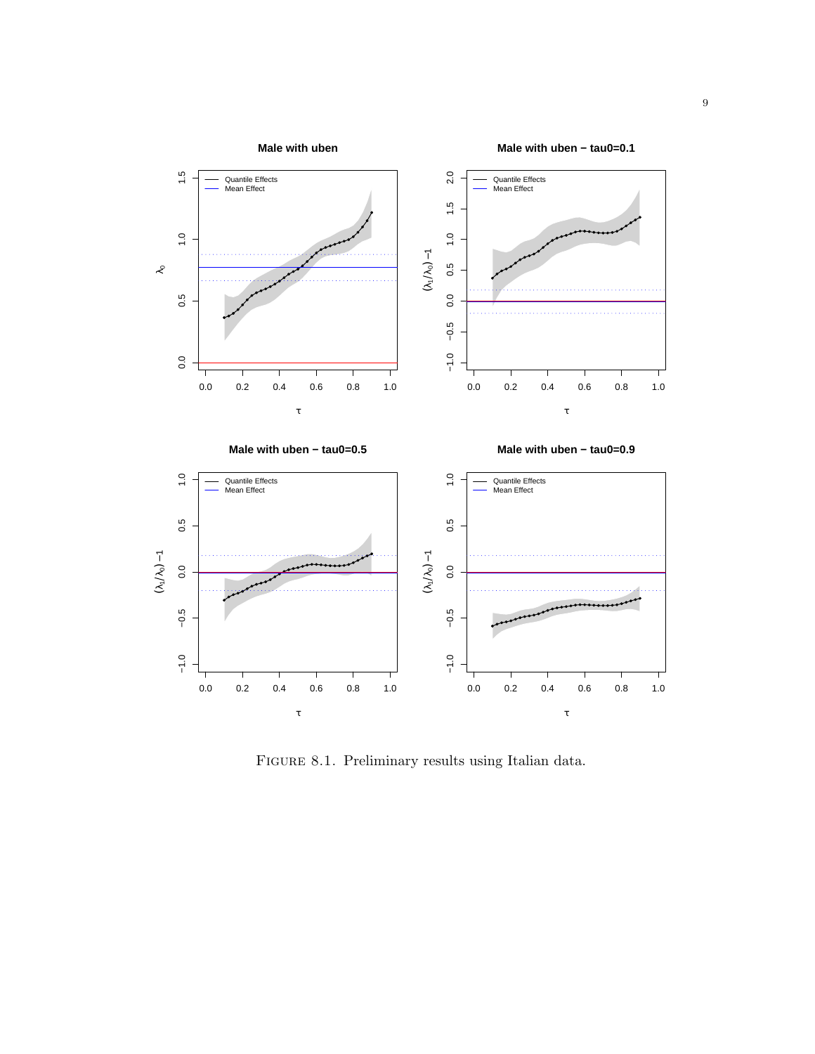Male with uben

Quantile Effects
Mean Effect

$\lambda_0$

1.5
1.0
0.5
0.0

0.0 0.2 0.4 0.6 0.8 1.0

$\tau$

Male with uben − tau0=0.1

Quantile Effects
Mean Effect

$(\lambda_1/\lambda_0)-1$

2.0
1.5
1.0
0.5
0.0
−0.5
−1.0

0.0 0.2 0.4 0.6 0.8 1.0

$\tau$

Male with uben − tau0=0.5

Quantile Effects
Mean Effect

$(\lambda_1/\lambda_0)-1$

1.0
0.5
0.0
−0.5
−1.0

0.0 0.2 0.4 0.6 0.8 1.0

$\tau$

Male with uben − tau0=0.9

Quantile Effects
Mean Effect

$(\lambda_1/\lambda_0)-1$

1.0
0.5
0.0
−0.5
−1.0

0.0 0.2 0.4 0.6 0.8 1.0

$\tau$

Figure 8.1. Preliminary results using Italian data.